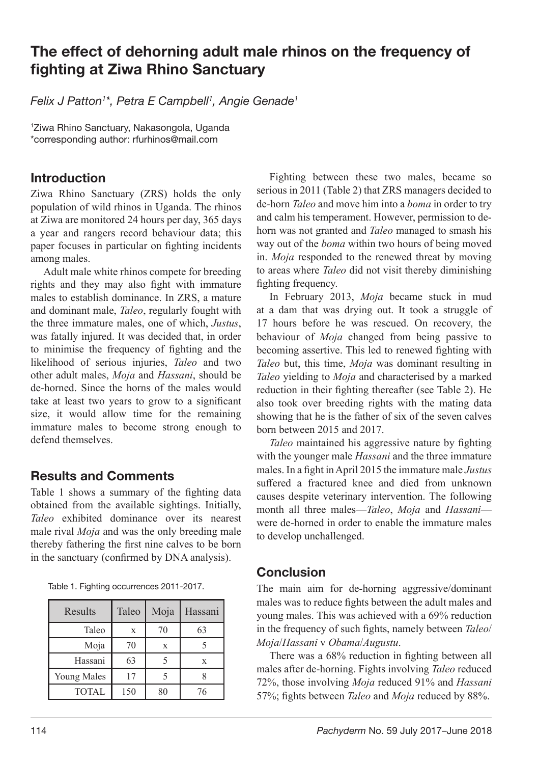# The effect of dehorning adult male rhinos on the frequency of fighting at Ziwa Rhino Sanctuary

*Felix J Patton[1]\*, Petra E Campbell[1], Angie Genade[1]*

[1]Ziwa Rhino Sanctuary, Nakasongola, Uganda
*corresponding author: rfurhinos@mail.com

## Introduction

Ziwa Rhino Sanctuary (ZRS) holds the only population of wild rhinos in Uganda. The rhinos at Ziwa are monitored 24 hours per day, 365 days a year and rangers record behaviour data; this paper focuses in particular on fighting incidents among males.

Adult male white rhinos compete for breeding rights and they may also fight with immature males to establish dominance. In ZRS, a mature and dominant male, *Taleo*, regularly fought with the three immature males, one of which, *Justus*, was fatally injured. It was decided that, in order to minimise the frequency of fighting and the likelihood of serious injuries, *Taleo* and two other adult males, *Moja* and *Hassani*, should be de-horned. Since the horns of the males would take at least two years to grow to a significant size, it would allow time for the remaining immature males to become strong enough to defend themselves.

## Results and Comments

Table 1 shows a summary of the fighting data obtained from the available sightings. Initially, *Taleo* exhibited dominance over its nearest male rival *Moja* and was the only breeding male thereby fathering the first nine calves to be born in the sanctuary (confirmed by DNA analysis).

Table 1. Fighting occurrences 2011-2017.

| Results | Taleo | Moja | Hassani |
|---|---|---|---|
| Taleo | x | 70 | 63 |
| Moja | 70 | x | 5 |
| Hassani | 63 | 5 | x |
| Young Males | 17 | 5 | 8 |
| TOTAL | 150 | 80 | 76 |

Fighting between these two males, became so serious in 2011 (Table 2) that ZRS managers decided to de-horn *Taleo* and move him into a *boma* in order to try and calm his temperament. However, permission to de-horn was not granted and *Taleo* managed to smash his way out of the *boma* within two hours of being moved in. *Moja* responded to the renewed threat by moving to areas where *Taleo* did not visit thereby diminishing fighting frequency.

In February 2013, *Moja* became stuck in mud at a dam that was drying out. It took a struggle of 17 hours before he was rescued. On recovery, the behaviour of *Moja* changed from being passive to becoming assertive. This led to renewed fighting with *Taleo* but, this time, *Moja* was dominant resulting in *Taleo* yielding to *Moja* and characterised by a marked reduction in their fighting thereafter (see Table 2). He also took over breeding rights with the mating data showing that he is the father of six of the seven calves born between 2015 and 2017.

*Taleo* maintained his aggressive nature by fighting with the younger male *Hassani* and the three immature males. In a fight in April 2015 the immature male *Justus* suffered a fractured knee and died from unknown causes despite veterinary intervention. The following month all three males—*Taleo*, *Moja* and *Hassani*—were de-horned in order to enable the immature males to develop unchallenged.

## Conclusion

The main aim for de-horning aggressive/dominant males was to reduce fights between the adult males and young males. This was achieved with a 69% reduction in the frequency of such fights, namely between *Taleo*/*Moja*/*Hassani* v *Obama*/*Augustu*.

There was a 68% reduction in fighting between all males after de-horning. Fights involving *Taleo* reduced 72%, those involving *Moja* reduced 91% and *Hassani* 57%; fights between *Taleo* and *Moja* reduced by 88%.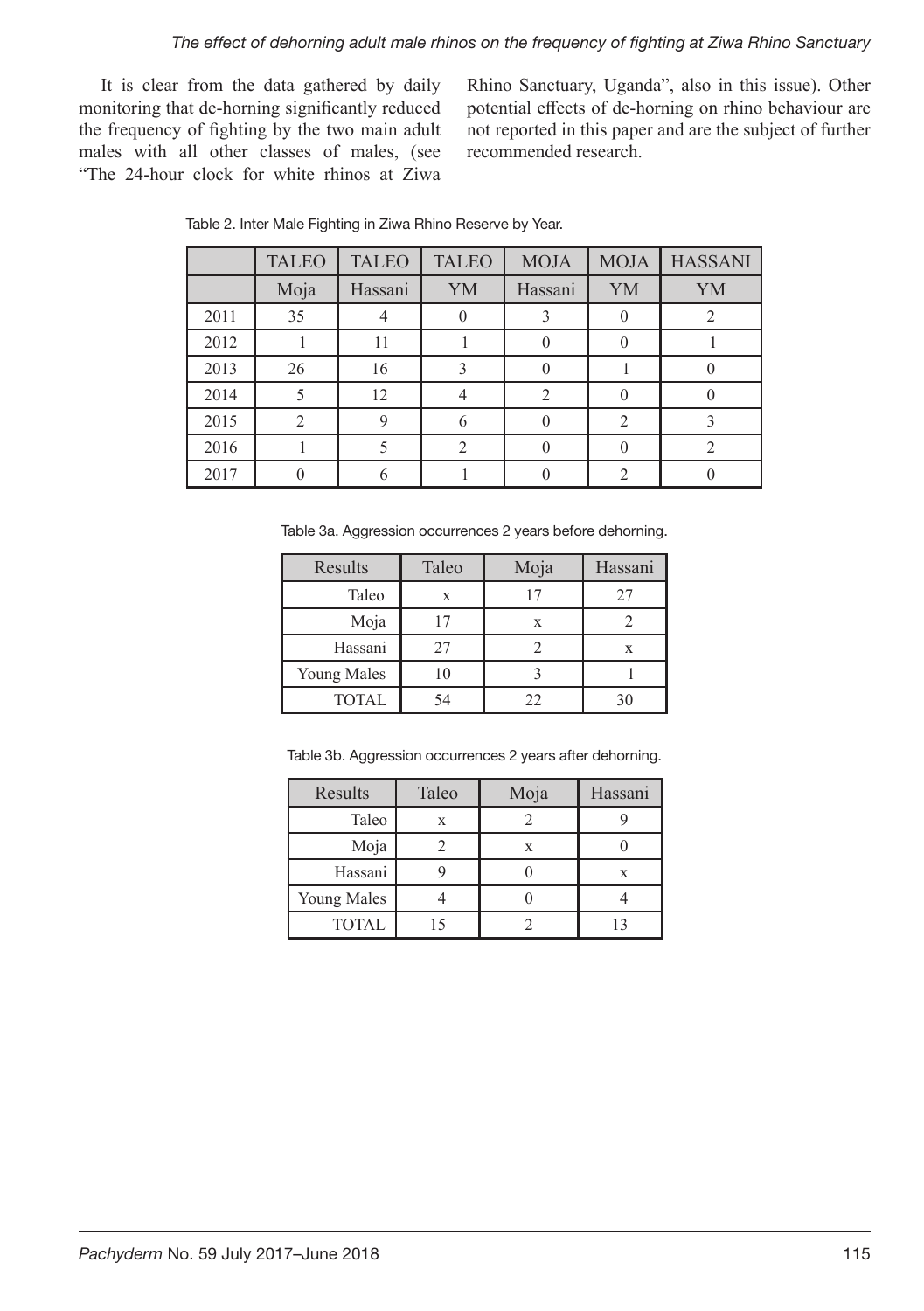It is clear from the data gathered by daily monitoring that de-horning significantly reduced the frequency of fighting by the two main adult males with all other classes of males, (see "The 24-hour clock for white rhinos at Ziwa Rhino Sanctuary, Uganda", also in this issue). Other potential effects of de-horning on rhino behaviour are not reported in this paper and are the subject of further recommended research.

Table 2. Inter Male Fighting in Ziwa Rhino Reserve by Year.

| | TALEO | TALEO | TALEO | MOJA | MOJA | HASSANI |
|---|---|---|---|---|---|---|
| | Moja | Hassani | YM | Hassani | YM | YM |
| 2011 | 35 | 4 | 0 | 3 | 0 | 2 |
| 2012 | 1 | 11 | 1 | 0 | 0 | 1 |
| 2013 | 26 | 16 | 3 | 0 | 1 | 0 |
| 2014 | 5 | 12 | 4 | 2 | 0 | 0 |
| 2015 | 2 | 9 | 6 | 0 | 2 | 3 |
| 2016 | 1 | 5 | 2 | 0 | 0 | 2 |
| 2017 | 0 | 6 | 1 | 0 | 2 | 0 |

Table 3a. Aggression occurrences 2 years before dehorning.

| Results | Taleo | Moja | Hassani |
|---|---|---|---|
| Taleo | x | 17 | 27 |
| Moja | 17 | x | 2 |
| Hassani | 27 | 2 | x |
| Young Males | 10 | 3 | 1 |
| TOTAL | 54 | 22 | 30 |

Table 3b. Aggression occurrences 2 years after dehorning.

| Results | Taleo | Moja | Hassani |
|---|---|---|---|
| Taleo | x | 2 | 9 |
| Moja | 2 | x | 0 |
| Hassani | 9 | 0 | x |
| Young Males | 4 | 0 | 4 |
| TOTAL | 15 | 2 | 13 |